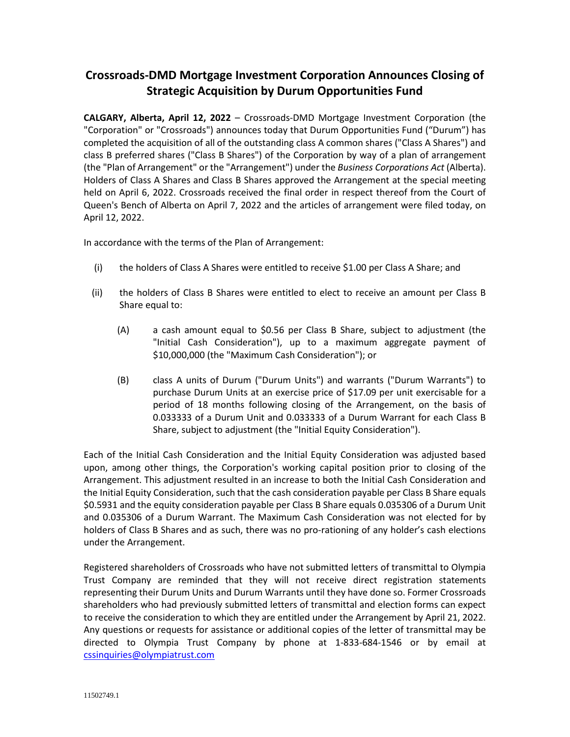# Crossroads-DMD Mortgage Investment Corporation Announces Closing of Strategic Acquisition by Durum Opportunities Fund

**CALGARY, Alberta, April 12, 2022** – Crossroads-DMD Mortgage Investment Corporation (the "Corporation" or "Crossroads") announces today that Durum Opportunities Fund ("Durum") has completed the acquisition of all of the outstanding class A common shares ("Class A Shares") and class B preferred shares ("Class B Shares") of the Corporation by way of a plan of arrangement (the "Plan of Arrangement" or the "Arrangement") under the *Business Corporations Act* (Alberta). Holders of Class A Shares and Class B Shares approved the Arrangement at the special meeting held on April 6, 2022. Crossroads received the final order in respect thereof from the Court of Queen's Bench of Alberta on April 7, 2022 and the articles of arrangement were filed today, on April 12, 2022.

In accordance with the terms of the Plan of Arrangement:

(i) the holders of Class A Shares were entitled to receive $1.00 per Class A Share; and

(ii) the holders of Class B Shares were entitled to elect to receive an amount per Class B Share equal to:

  (A) a cash amount equal to $0.56 per Class B Share, subject to adjustment (the "Initial Cash Consideration"), up to a maximum aggregate payment of $10,000,000 (the "Maximum Cash Consideration"); or

  (B) class A units of Durum ("Durum Units") and warrants ("Durum Warrants") to purchase Durum Units at an exercise price of $17.09 per unit exercisable for a period of 18 months following closing of the Arrangement, on the basis of 0.033333 of a Durum Unit and 0.033333 of a Durum Warrant for each Class B Share, subject to adjustment (the "Initial Equity Consideration").

Each of the Initial Cash Consideration and the Initial Equity Consideration was adjusted based upon, among other things, the Corporation's working capital position prior to closing of the Arrangement. This adjustment resulted in an increase to both the Initial Cash Consideration and the Initial Equity Consideration, such that the cash consideration payable per Class B Share equals $0.5931 and the equity consideration payable per Class B Share equals 0.035306 of a Durum Unit and 0.035306 of a Durum Warrant. The Maximum Cash Consideration was not elected for by holders of Class B Shares and as such, there was no pro-rationing of any holder's cash elections under the Arrangement.

Registered shareholders of Crossroads who have not submitted letters of transmittal to Olympia Trust Company are reminded that they will not receive direct registration statements representing their Durum Units and Durum Warrants until they have done so. Former Crossroads shareholders who had previously submitted letters of transmittal and election forms can expect to receive the consideration to which they are entitled under the Arrangement by April 21, 2022. Any questions or requests for assistance or additional copies of the letter of transmittal may be directed to Olympia Trust Company by phone at 1-833-684-1546 or by email at cssinquiries@olympiatrust.com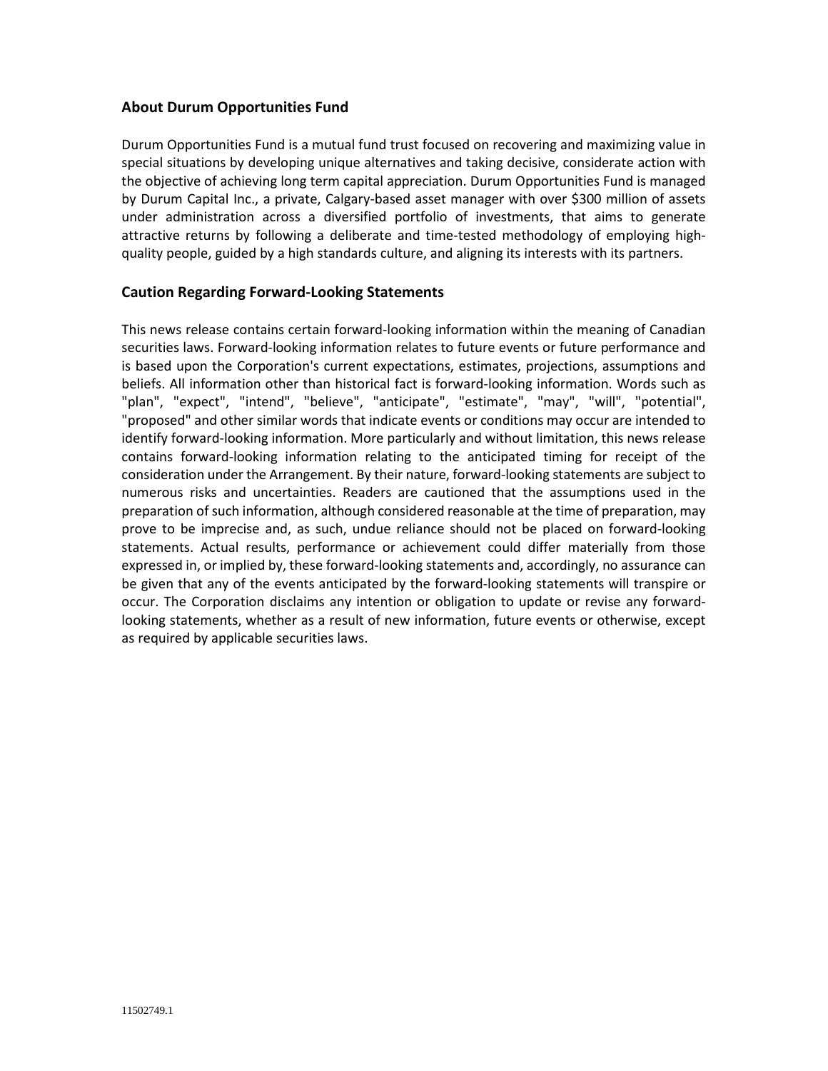## About Durum Opportunities Fund

Durum Opportunities Fund is a mutual fund trust focused on recovering and maximizing value in special situations by developing unique alternatives and taking decisive, considerate action with the objective of achieving long term capital appreciation. Durum Opportunities Fund is managed by Durum Capital Inc., a private, Calgary-based asset manager with over $300 million of assets under administration across a diversified portfolio of investments, that aims to generate attractive returns by following a deliberate and time-tested methodology of employing high-quality people, guided by a high standards culture, and aligning its interests with its partners.

## Caution Regarding Forward-Looking Statements

This news release contains certain forward-looking information within the meaning of Canadian securities laws. Forward-looking information relates to future events or future performance and is based upon the Corporation's current expectations, estimates, projections, assumptions and beliefs. All information other than historical fact is forward-looking information. Words such as "plan", "expect", "intend", "believe", "anticipate", "estimate", "may", "will", "potential", "proposed" and other similar words that indicate events or conditions may occur are intended to identify forward-looking information. More particularly and without limitation, this news release contains forward-looking information relating to the anticipated timing for receipt of the consideration under the Arrangement. By their nature, forward-looking statements are subject to numerous risks and uncertainties. Readers are cautioned that the assumptions used in the preparation of such information, although considered reasonable at the time of preparation, may prove to be imprecise and, as such, undue reliance should not be placed on forward-looking statements. Actual results, performance or achievement could differ materially from those expressed in, or implied by, these forward-looking statements and, accordingly, no assurance can be given that any of the events anticipated by the forward-looking statements will transpire or occur. The Corporation disclaims any intention or obligation to update or revise any forward-looking statements, whether as a result of new information, future events or otherwise, except as required by applicable securities laws.

11502749.1